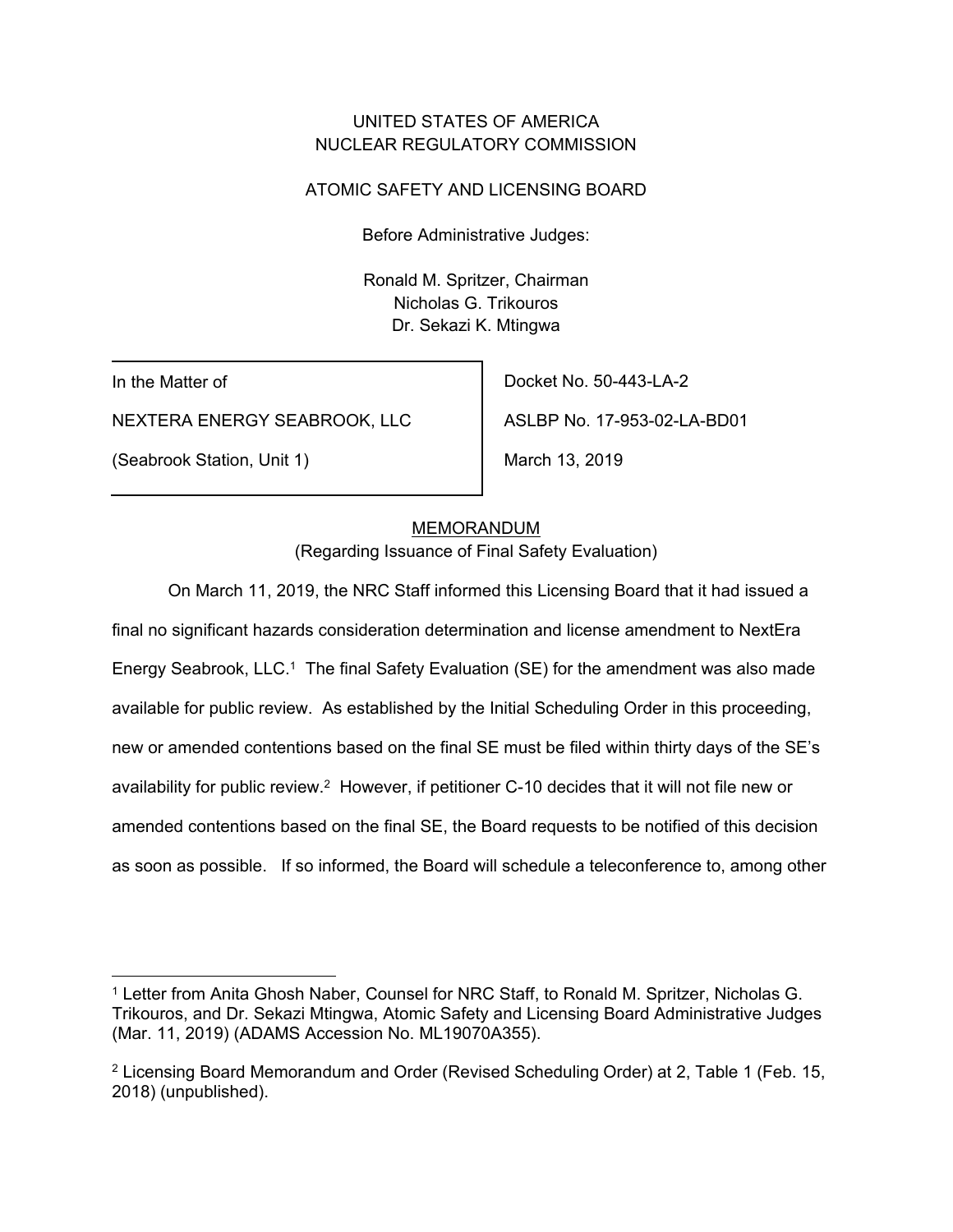UNITED STATES OF AMERICA
NUCLEAR REGULATORY COMMISSION

ATOMIC SAFETY AND LICENSING BOARD

Before Administrative Judges:

Ronald M. Spritzer, Chairman
Nicholas G. Trikouros
Dr. Sekazi K. Mtingwa

| | |
|---|---|
| In the Matter of | Docket No. 50-443-LA-2 |
| NEXTERA ENERGY SEABROOK, LLC | ASLBP No. 17-953-02-LA-BD01 |
| (Seabrook Station, Unit 1) | March 13, 2019 |

MEMORANDUM
(Regarding Issuance of Final Safety Evaluation)

On March 11, 2019, the NRC Staff informed this Licensing Board that it had issued a final no significant hazards consideration determination and license amendment to NextEra Energy Seabrook, LLC.[1] The final Safety Evaluation (SE) for the amendment was also made available for public review. As established by the Initial Scheduling Order in this proceeding, new or amended contentions based on the final SE must be filed within thirty days of the SE's availability for public review.[2] However, if petitioner C-10 decides that it will not file new or amended contentions based on the final SE, the Board requests to be notified of this decision as soon as possible. If so informed, the Board will schedule a teleconference to, among other

[1] Letter from Anita Ghosh Naber, Counsel for NRC Staff, to Ronald M. Spritzer, Nicholas G. Trikouros, and Dr. Sekazi Mtingwa, Atomic Safety and Licensing Board Administrative Judges (Mar. 11, 2019) (ADAMS Accession No. ML19070A355).

[2] Licensing Board Memorandum and Order (Revised Scheduling Order) at 2, Table 1 (Feb. 15, 2018) (unpublished).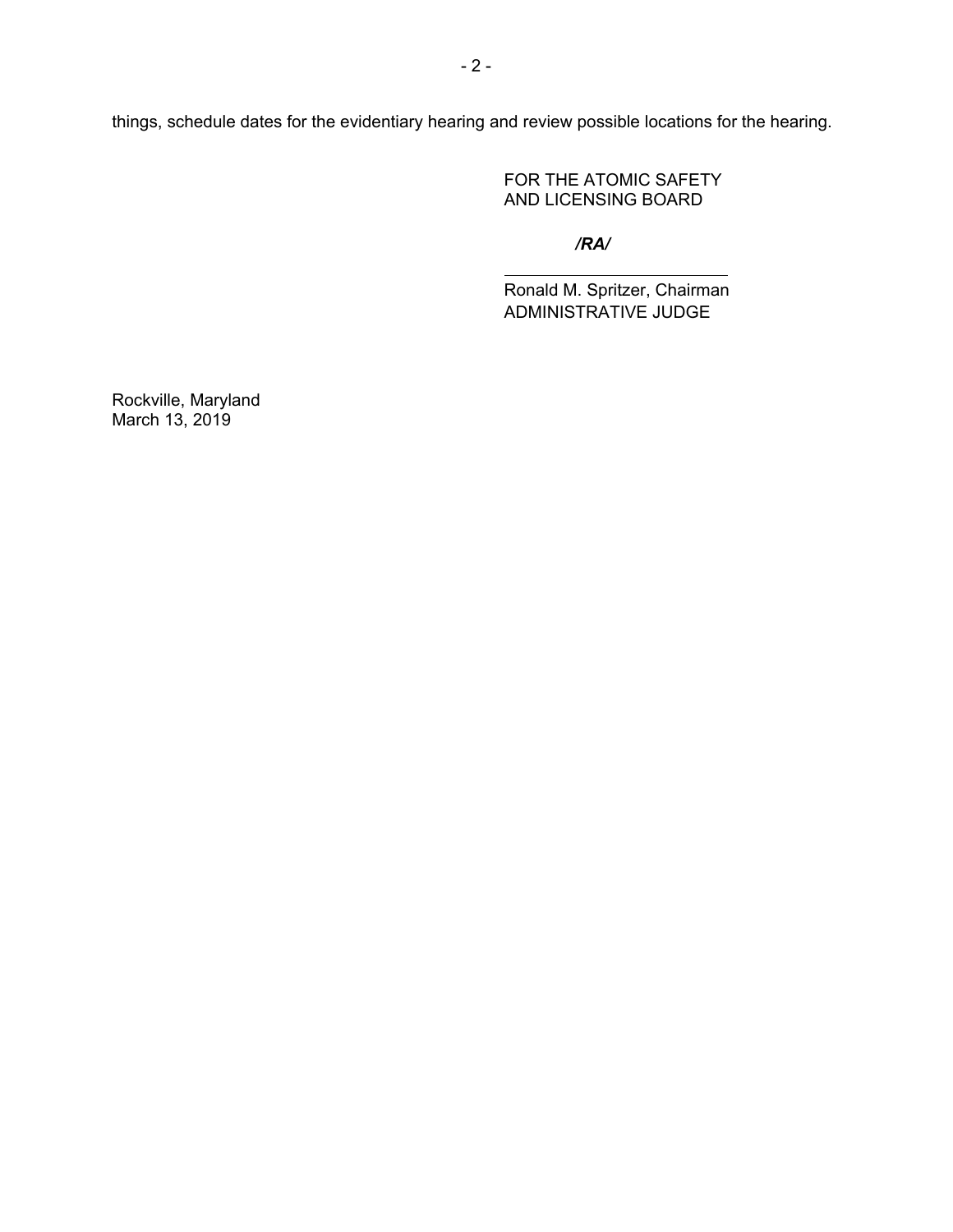things, schedule dates for the evidentiary hearing and review possible locations for the hearing.

FOR THE ATOMIC SAFETY
AND LICENSING BOARD

***/RA/***

Ronald M. Spritzer, Chairman
ADMINISTRATIVE JUDGE

Rockville, Maryland
March 13, 2019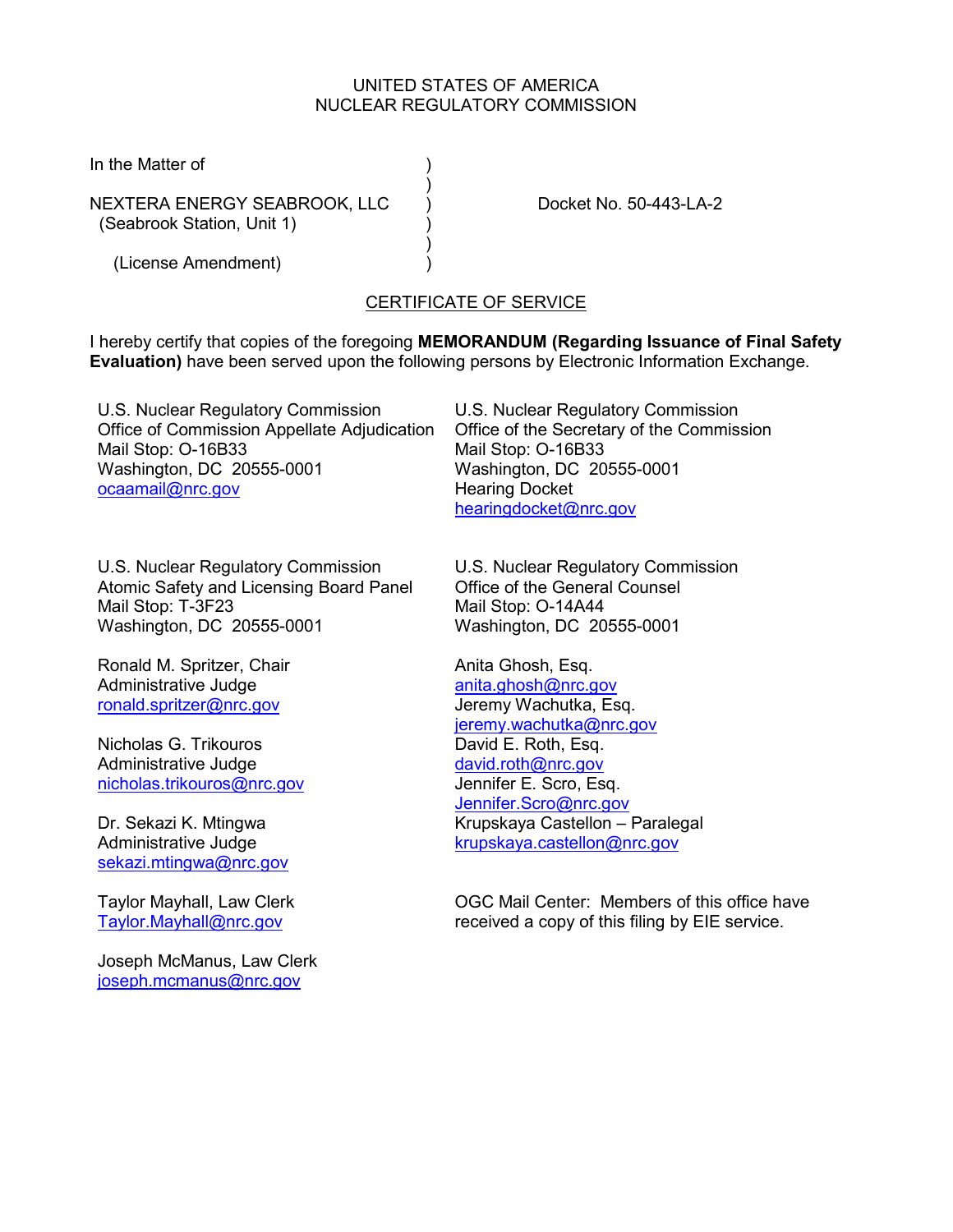UNITED STATES OF AMERICA
NUCLEAR REGULATORY COMMISSION

In the Matter of )
)
NEXTERA ENERGY SEABROOK, LLC ) Docket No. 50-443-LA-2
(Seabrook Station, Unit 1) )
)
(License Amendment) )

## CERTIFICATE OF SERVICE

I hereby certify that copies of the foregoing **MEMORANDUM (Regarding Issuance of Final Safety Evaluation)** have been served upon the following persons by Electronic Information Exchange.

U.S. Nuclear Regulatory Commission
Office of Commission Appellate Adjudication
Mail Stop: O-16B33
Washington, DC 20555-0001
ocaamail@nrc.gov

U.S. Nuclear Regulatory Commission
Office of the Secretary of the Commission
Mail Stop: O-16B33
Washington, DC 20555-0001
Hearing Docket
hearingdocket@nrc.gov

U.S. Nuclear Regulatory Commission
Atomic Safety and Licensing Board Panel
Mail Stop: T-3F23
Washington, DC 20555-0001

Ronald M. Spritzer, Chair
Administrative Judge
ronald.spritzer@nrc.gov

Nicholas G. Trikouros
Administrative Judge
nicholas.trikouros@nrc.gov

Dr. Sekazi K. Mtingwa
Administrative Judge
sekazi.mtingwa@nrc.gov

Taylor Mayhall, Law Clerk
Taylor.Mayhall@nrc.gov

Joseph McManus, Law Clerk
joseph.mcmanus@nrc.gov

U.S. Nuclear Regulatory Commission
Office of the General Counsel
Mail Stop: O-14A44
Washington, DC 20555-0001

Anita Ghosh, Esq.
anita.ghosh@nrc.gov
Jeremy Wachutka, Esq.
jeremy.wachutka@nrc.gov
David E. Roth, Esq.
david.roth@nrc.gov
Jennifer E. Scro, Esq.
Jennifer.Scro@nrc.gov
Krupskaya Castellon – Paralegal
krupskaya.castellon@nrc.gov

OGC Mail Center: Members of this office have received a copy of this filing by EIE service.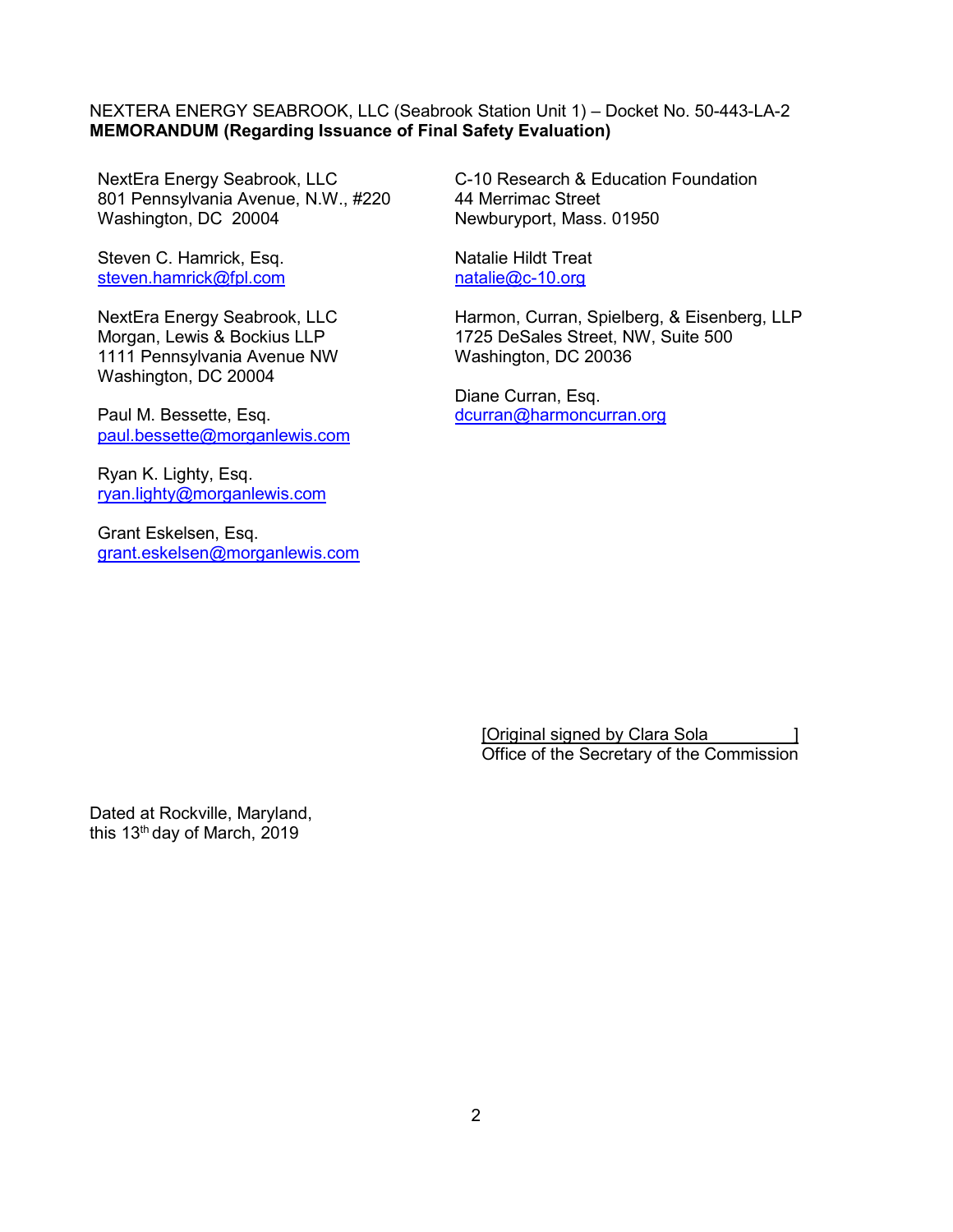NEXTERA ENERGY SEABROOK, LLC (Seabrook Station Unit 1) – Docket No. 50-443-LA-2
**MEMORANDUM (Regarding Issuance of Final Safety Evaluation)**

NextEra Energy Seabrook, LLC
801 Pennsylvania Avenue, N.W., #220
Washington, DC 20004

Steven C. Hamrick, Esq.
steven.hamrick@fpl.com

NextEra Energy Seabrook, LLC
Morgan, Lewis & Bockius LLP
1111 Pennsylvania Avenue NW
Washington, DC 20004

Paul M. Bessette, Esq.
paul.bessette@morganlewis.com

Ryan K. Lighty, Esq.
ryan.lighty@morganlewis.com

Grant Eskelsen, Esq.
grant.eskelsen@morganlewis.com

C-10 Research & Education Foundation
44 Merrimac Street
Newburyport, Mass. 01950

Natalie Hildt Treat
natalie@c-10.org

Harmon, Curran, Spielberg, & Eisenberg, LLP
1725 DeSales Street, NW, Suite 500
Washington, DC 20036

Diane Curran, Esq.
dcurran@harmoncurran.org

[Original signed by Clara Sola ]
Office of the Secretary of the Commission

Dated at Rockville, Maryland,
this 13th day of March, 2019